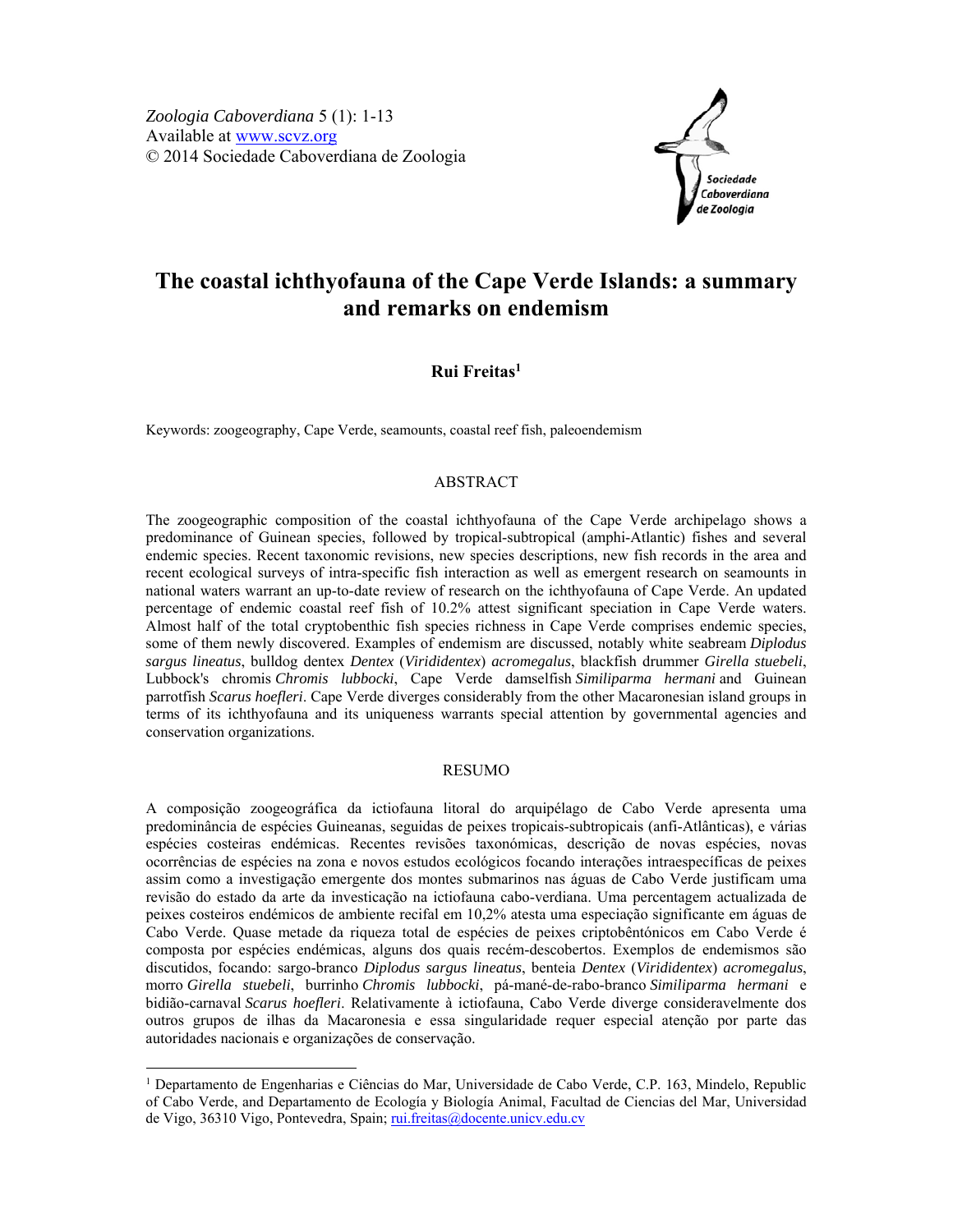*Zoologia Caboverdiana* 5 (1): 1-13
Available at www.scvz.org
© 2014 Sociedade Caboverdiana de Zoologia

# The coastal ichthyofauna of the Cape Verde Islands: a summary and remarks on endemism

**Rui Freitas[1]**

Keywords: zoogeography, Cape Verde, seamounts, coastal reef fish, paleoendemism

## ABSTRACT

The zoogeographic composition of the coastal ichthyofauna of the Cape Verde archipelago shows a predominance of Guinean species, followed by tropical-subtropical (amphi-Atlantic) fishes and several endemic species. Recent taxonomic revisions, new species descriptions, new fish records in the area and recent ecological surveys of intra-specific fish interaction as well as emergent research on seamounts in national waters warrant an up-to-date review of research on the ichthyofauna of Cape Verde. An updated percentage of endemic coastal reef fish of 10.2% attest significant speciation in Cape Verde waters. Almost half of the total cryptobenthic fish species richness in Cape Verde comprises endemic species, some of them newly discovered. Examples of endemism are discussed, notably white seabream *Diplodus sargus lineatus*, bulldog dentex *Dentex* (*Virididentex*) *acromegalus*, blackfish drummer *Girella stuebeli*, Lubbock's chromis *Chromis lubbocki*, Cape Verde damselfish *Similiparma hermani* and Guinean parrotfish *Scarus hoefleri*. Cape Verde diverges considerably from the other Macaronesian island groups in terms of its ichthyofauna and its uniqueness warrants special attention by governmental agencies and conservation organizations.

## RESUMO

A composição zoogeográfica da ictiofauna litoral do arquipélago de Cabo Verde apresenta uma predominância de espécies Guineanas, seguidas de peixes tropicais-subtropicais (anfi-Atlânticas), e várias espécies costeiras endémicas. Recentes revisões taxonómicas, descrição de novas espécies, novas ocorrências de espécies na zona e novos estudos ecológicos focando interações intraespecíficas de peixes assim como a investigação emergente dos montes submarinos nas águas de Cabo Verde justificam uma revisão do estado da arte da investicação na ictiofauna cabo-verdiana. Uma percentagem actualizada de peixes costeiros endémicos de ambiente recifal em 10,2% atesta uma especiação significante em águas de Cabo Verde. Quase metade da riqueza total de espécies de peixes criptobêntónicos em Cabo Verde é composta por espécies endémicas, alguns dos quais recém-descobertos. Exemplos de endemismos são discutidos, focando: sargo-branco *Diplodus sargus lineatus*, benteia *Dentex* (*Virididentex*) *acromegalus*, morro *Girella stuebeli*, burrinho *Chromis lubbocki*, pá-mané-de-rabo-branco *Similiparma hermani* e bidião-carnaval *Scarus hoefleri*. Relativamente à ictiofauna, Cabo Verde diverge consideravelmente dos outros grupos de ilhas da Macaronesia e essa singularidade requer especial atenção por parte das autoridades nacionais e organizações de conservação.

---

[1] Departamento de Engenharias e Ciências do Mar, Universidade de Cabo Verde, C.P. 163, Mindelo, Republic of Cabo Verde, and Departamento de Ecología y Biología Animal, Facultad de Ciencias del Mar, Universidad de Vigo, 36310 Vigo, Pontevedra, Spain; rui.freitas@docente.unicv.edu.cv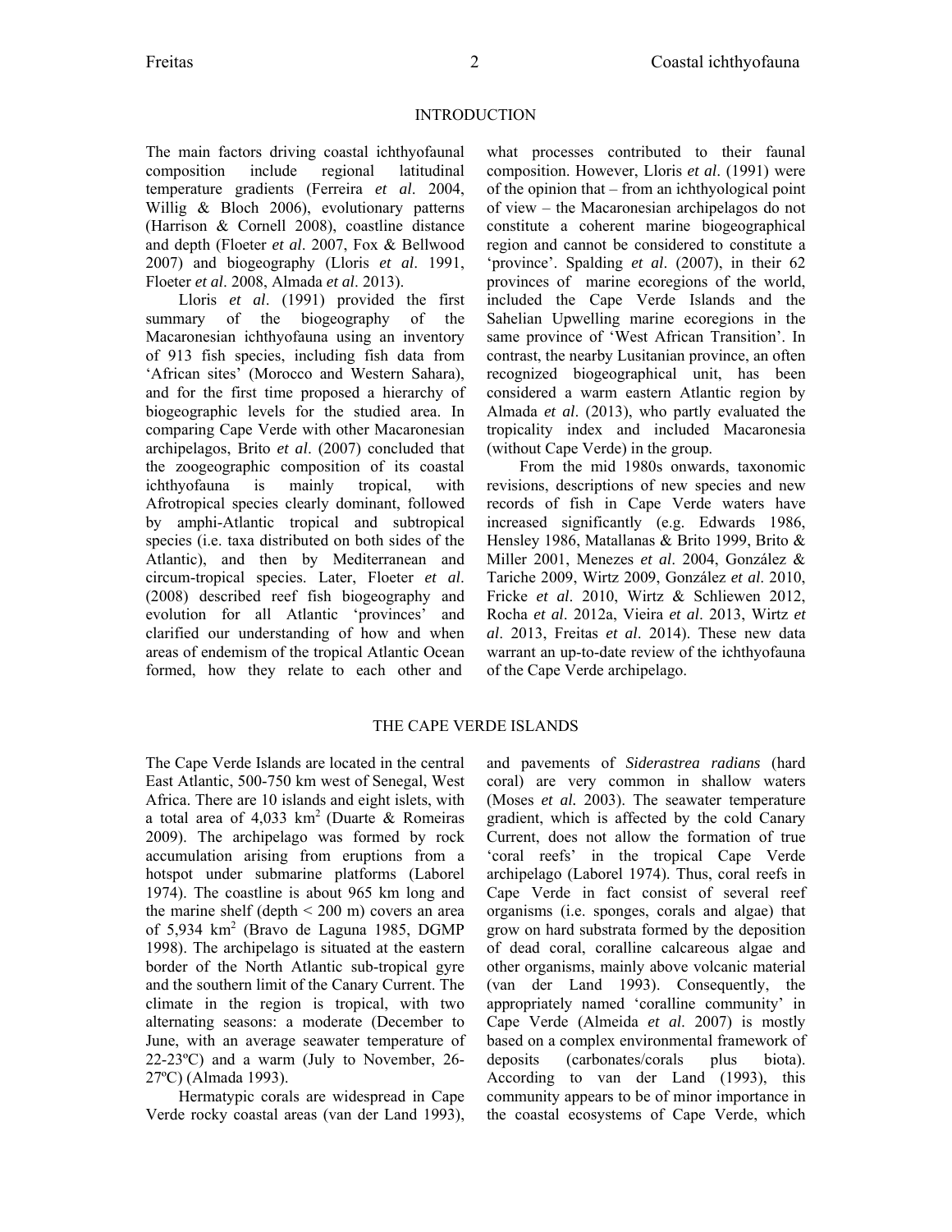## INTRODUCTION

The main factors driving coastal ichthyofaunal composition include regional latitudinal temperature gradients (Ferreira *et al*. 2004, Willig & Bloch 2006), evolutionary patterns (Harrison & Cornell 2008), coastline distance and depth (Floeter *et al*. 2007, Fox & Bellwood 2007) and biogeography (Lloris *et al*. 1991, Floeter *et al*. 2008, Almada *et al*. 2013).

Lloris *et al*. (1991) provided the first summary of the biogeography of the Macaronesian ichthyofauna using an inventory of 913 fish species, including fish data from 'African sites' (Morocco and Western Sahara), and for the first time proposed a hierarchy of biogeographic levels for the studied area. In comparing Cape Verde with other Macaronesian archipelagos, Brito *et al*. (2007) concluded that the zoogeographic composition of its coastal ichthyofauna is mainly tropical, with Afrotropical species clearly dominant, followed by amphi-Atlantic tropical and subtropical species (i.e. taxa distributed on both sides of the Atlantic), and then by Mediterranean and circum-tropical species. Later, Floeter *et al*. (2008) described reef fish biogeography and evolution for all Atlantic 'provinces' and clarified our understanding of how and when areas of endemism of the tropical Atlantic Ocean formed, how they relate to each other and what processes contributed to their faunal composition. However, Lloris *et al*. (1991) were of the opinion that – from an ichthyological point of view – the Macaronesian archipelagos do not constitute a coherent marine biogeographical region and cannot be considered to constitute a 'province'. Spalding *et al*. (2007), in their 62 provinces of marine ecoregions of the world, included the Cape Verde Islands and the Sahelian Upwelling marine ecoregions in the same province of 'West African Transition'. In contrast, the nearby Lusitanian province, an often recognized biogeographical unit, has been considered a warm eastern Atlantic region by Almada *et al*. (2013), who partly evaluated the tropicality index and included Macaronesia (without Cape Verde) in the group.

From the mid 1980s onwards, taxonomic revisions, descriptions of new species and new records of fish in Cape Verde waters have increased significantly (e.g. Edwards 1986, Hensley 1986, Matallanas & Brito 1999, Brito & Miller 2001, Menezes *et al*. 2004, González & Tariche 2009, Wirtz 2009, González *et al*. 2010, Fricke *et al*. 2010, Wirtz & Schliewen 2012, Rocha *et al*. 2012a, Vieira *et al*. 2013, Wirtz *et al*. 2013, Freitas *et al*. 2014). These new data warrant an up-to-date review of the ichthyofauna of the Cape Verde archipelago.

## THE CAPE VERDE ISLANDS

The Cape Verde Islands are located in the central East Atlantic, 500-750 km west of Senegal, West Africa. There are 10 islands and eight islets, with a total area of 4,033 km$^2$ (Duarte & Romeiras 2009). The archipelago was formed by rock accumulation arising from eruptions from a hotspot under submarine platforms (Laborel 1974). The coastline is about 965 km long and the marine shelf (depth < 200 m) covers an area of 5,934 km$^2$ (Bravo de Laguna 1985, DGMP 1998). The archipelago is situated at the eastern border of the North Atlantic sub-tropical gyre and the southern limit of the Canary Current. The climate in the region is tropical, with two alternating seasons: a moderate (December to June, with an average seawater temperature of 22-23ºC) and a warm (July to November, 26-27ºC) (Almada 1993).

Hermatypic corals are widespread in Cape Verde rocky coastal areas (van der Land 1993), and pavements of *Siderastrea radians* (hard coral) are very common in shallow waters (Moses *et al.* 2003). The seawater temperature gradient, which is affected by the cold Canary Current, does not allow the formation of true 'coral reefs' in the tropical Cape Verde archipelago (Laborel 1974). Thus, coral reefs in Cape Verde in fact consist of several reef organisms (i.e. sponges, corals and algae) that grow on hard substrata formed by the deposition of dead coral, coralline calcareous algae and other organisms, mainly above volcanic material (van der Land 1993). Consequently, the appropriately named 'coralline community' in Cape Verde (Almeida *et al*. 2007) is mostly based on a complex environmental framework of deposits (carbonates/corals plus biota). According to van der Land (1993), this community appears to be of minor importance in the coastal ecosystems of Cape Verde, which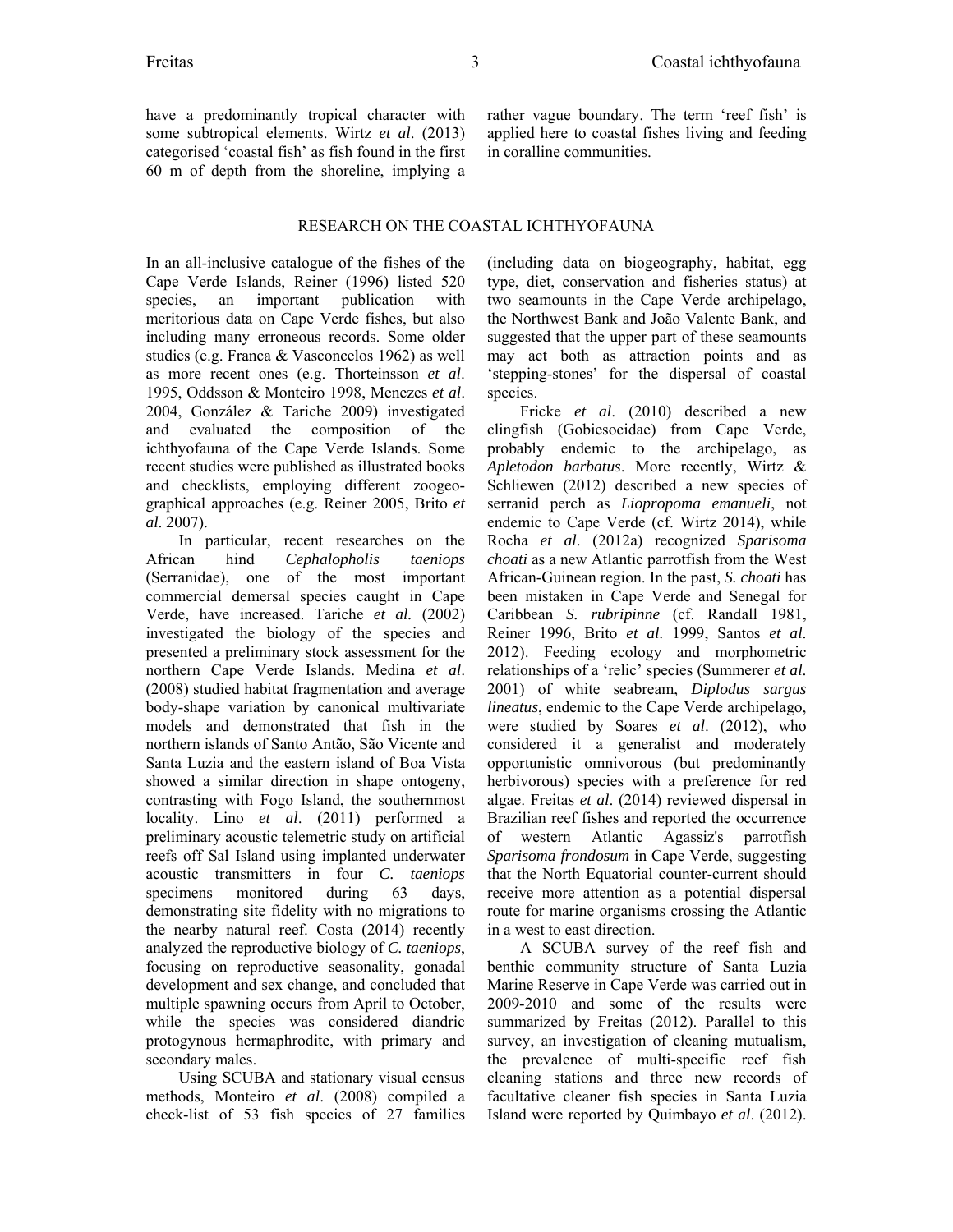have a predominantly tropical character with some subtropical elements. Wirtz *et al*. (2013) categorised 'coastal fish' as fish found in the first 60 m of depth from the shoreline, implying a rather vague boundary. The term 'reef fish' is applied here to coastal fishes living and feeding in coralline communities.

## RESEARCH ON THE COASTAL ICHTHYOFAUNA

In an all-inclusive catalogue of the fishes of the Cape Verde Islands, Reiner (1996) listed 520 species, an important publication with meritorious data on Cape Verde fishes, but also including many erroneous records. Some older studies (e.g. Franca & Vasconcelos 1962) as well as more recent ones (e.g. Thorteinsson *et al*. 1995, Oddsson & Monteiro 1998, Menezes *et al*. 2004, González & Tariche 2009) investigated and evaluated the composition of the ichthyofauna of the Cape Verde Islands. Some recent studies were published as illustrated books and checklists, employing different zoogeographical approaches (e.g. Reiner 2005, Brito *et al*. 2007).

In particular, recent researches on the African hind *Cephalopholis taeniops* (Serranidae), one of the most important commercial demersal species caught in Cape Verde, have increased. Tariche *et al.* (2002) investigated the biology of the species and presented a preliminary stock assessment for the northern Cape Verde Islands. Medina *et al*. (2008) studied habitat fragmentation and average body-shape variation by canonical multivariate models and demonstrated that fish in the northern islands of Santo Antão, São Vicente and Santa Luzia and the eastern island of Boa Vista showed a similar direction in shape ontogeny, contrasting with Fogo Island, the southernmost locality. Lino *et al*. (2011) performed a preliminary acoustic telemetric study on artificial reefs off Sal Island using implanted underwater acoustic transmitters in four *C. taeniops* specimens monitored during 63 days, demonstrating site fidelity with no migrations to the nearby natural reef. Costa (2014) recently analyzed the reproductive biology of *C. taeniops*, focusing on reproductive seasonality, gonadal development and sex change, and concluded that multiple spawning occurs from April to October, while the species was considered diandric protogynous hermaphrodite, with primary and secondary males.

Using SCUBA and stationary visual census methods, Monteiro *et al*. (2008) compiled a check-list of 53 fish species of 27 families (including data on biogeography, habitat, egg type, diet, conservation and fisheries status) at two seamounts in the Cape Verde archipelago, the Northwest Bank and João Valente Bank, and suggested that the upper part of these seamounts may act both as attraction points and as 'stepping-stones' for the dispersal of coastal species.

Fricke *et al*. (2010) described a new clingfish (Gobiesocidae) from Cape Verde, probably endemic to the archipelago, as *Apletodon barbatus*. More recently, Wirtz & Schliewen (2012) described a new species of serranid perch as *Liopropoma emanueli*, not endemic to Cape Verde (cf. Wirtz 2014), while Rocha *et al*. (2012a) recognized *Sparisoma choati* as a new Atlantic parrotfish from the West African-Guinean region. In the past, *S. choati* has been mistaken in Cape Verde and Senegal for Caribbean *S. rubripinne* (cf. Randall 1981, Reiner 1996, Brito *et al.* 1999, Santos *et al*. 2012). Feeding ecology and morphometric relationships of a 'relic' species (Summerer *et al*. 2001) of white seabream, *Diplodus sargus lineatus*, endemic to the Cape Verde archipelago, were studied by Soares *et al*. (2012), who considered it a generalist and moderately opportunistic omnivorous (but predominantly herbivorous) species with a preference for red algae. Freitas *et al*. (2014) reviewed dispersal in Brazilian reef fishes and reported the occurrence of western Atlantic Agassiz's parrotfish *Sparisoma frondosum* in Cape Verde, suggesting that the North Equatorial counter-current should receive more attention as a potential dispersal route for marine organisms crossing the Atlantic in a west to east direction.

A SCUBA survey of the reef fish and benthic community structure of Santa Luzia Marine Reserve in Cape Verde was carried out in 2009-2010 and some of the results were summarized by Freitas (2012). Parallel to this survey, an investigation of cleaning mutualism, the prevalence of multi-specific reef fish cleaning stations and three new records of facultative cleaner fish species in Santa Luzia Island were reported by Quimbayo *et al*. (2012).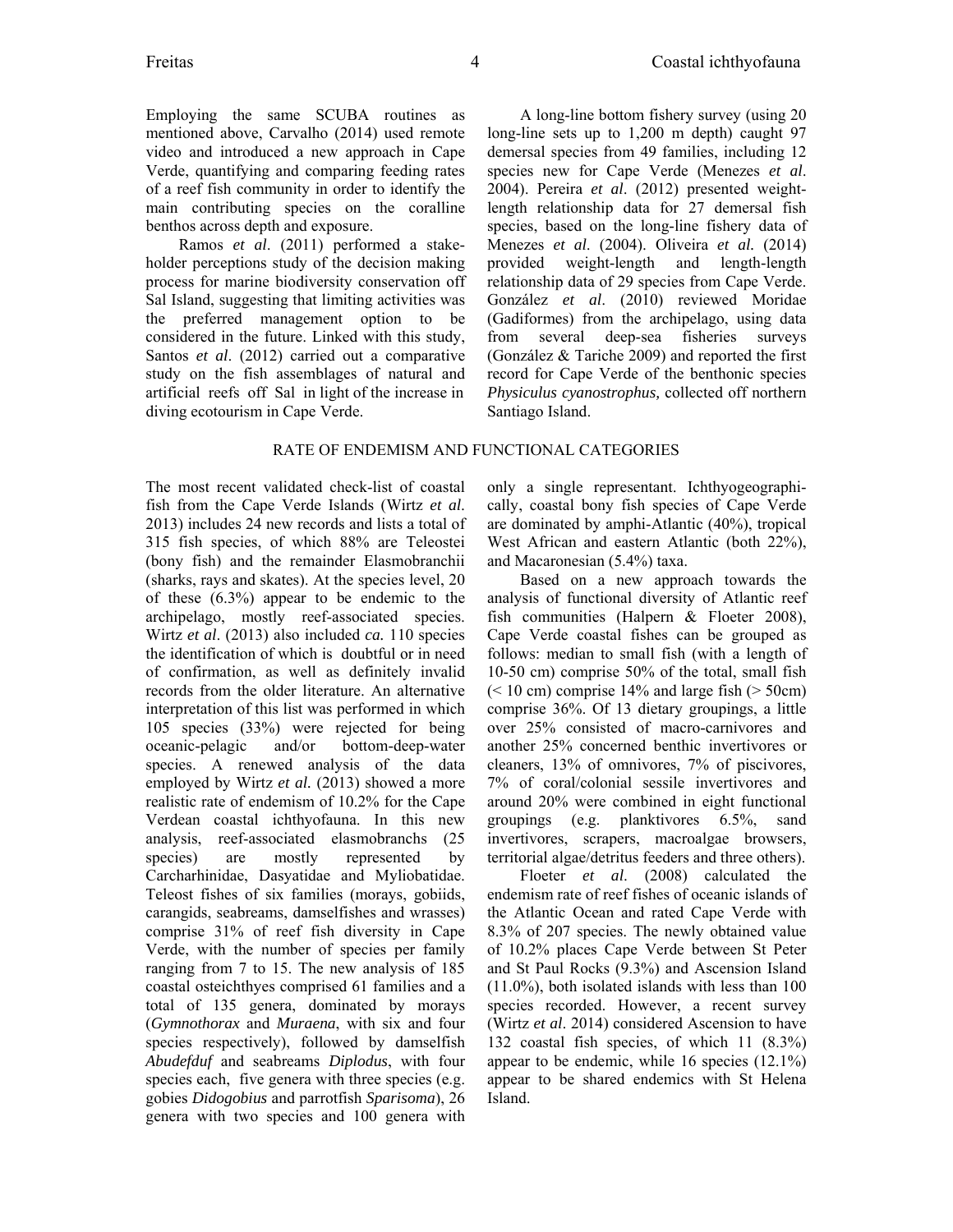Employing the same SCUBA routines as mentioned above, Carvalho (2014) used remote video and introduced a new approach in Cape Verde, quantifying and comparing feeding rates of a reef fish community in order to identify the main contributing species on the coralline benthos across depth and exposure.

Ramos *et al*. (2011) performed a stake-holder perceptions study of the decision making process for marine biodiversity conservation off Sal Island, suggesting that limiting activities was the preferred management option to be considered in the future. Linked with this study, Santos *et al*. (2012) carried out a comparative study on the fish assemblages of natural and artificial reefs off Sal in light of the increase in diving ecotourism in Cape Verde.

A long-line bottom fishery survey (using 20 long-line sets up to 1,200 m depth) caught 97 demersal species from 49 families, including 12 species new for Cape Verde (Menezes *et al*. 2004). Pereira *et al*. (2012) presented weight-length relationship data for 27 demersal fish species, based on the long-line fishery data of Menezes *et al.* (2004). Oliveira *et al.* (2014) provided weight-length and length-length relationship data of 29 species from Cape Verde. González *et al*. (2010) reviewed Moridae (Gadiformes) from the archipelago, using data from several deep-sea fisheries surveys (González & Tariche 2009) and reported the first record for Cape Verde of the benthonic species *Physiculus cyanostrophus,* collected off northern Santiago Island.

## RATE OF ENDEMISM AND FUNCTIONAL CATEGORIES

The most recent validated check-list of coastal fish from the Cape Verde Islands (Wirtz *et al.* 2013) includes 24 new records and lists a total of 315 fish species, of which 88% are Teleostei (bony fish) and the remainder Elasmobranchii (sharks, rays and skates). At the species level, 20 of these (6.3%) appear to be endemic to the archipelago, mostly reef-associated species. Wirtz *et al*. (2013) also included *ca.* 110 species the identification of which is doubtful or in need of confirmation, as well as definitely invalid records from the older literature. An alternative interpretation of this list was performed in which 105 species (33%) were rejected for being oceanic-pelagic and/or bottom-deep-water species. A renewed analysis of the data employed by Wirtz *et al.* (2013) showed a more realistic rate of endemism of 10.2% for the Cape Verdean coastal ichthyofauna. In this new analysis, reef-associated elasmobranchs (25 species) are mostly represented by Carcharhinidae, Dasyatidae and Myliobatidae. Teleost fishes of six families (morays, gobiids, carangids, seabreams, damselfishes and wrasses) comprise 31% of reef fish diversity in Cape Verde, with the number of species per family ranging from 7 to 15. The new analysis of 185 coastal osteichthyes comprised 61 families and a total of 135 genera, dominated by morays (*Gymnothorax* and *Muraena*, with six and four species respectively), followed by damselfish *Abudefduf* and seabreams *Diplodus*, with four species each, five genera with three species (e.g. gobies *Didogobius* and parrotfish *Sparisoma*), 26 genera with two species and 100 genera with only a single representant. Ichthyogeographically, coastal bony fish species of Cape Verde are dominated by amphi-Atlantic (40%), tropical West African and eastern Atlantic (both 22%), and Macaronesian (5.4%) taxa.

Based on a new approach towards the analysis of functional diversity of Atlantic reef fish communities (Halpern & Floeter 2008), Cape Verde coastal fishes can be grouped as follows: median to small fish (with a length of 10-50 cm) comprise 50% of the total, small fish (< 10 cm) comprise 14% and large fish (> 50cm) comprise 36%. Of 13 dietary groupings, a little over 25% consisted of macro-carnivores and another 25% concerned benthic invertivores or cleaners, 13% of omnivores, 7% of piscivores, 7% of coral/colonial sessile invertivores and around 20% were combined in eight functional groupings (e.g. planktivores 6.5%, sand invertivores, scrapers, macroalgae browsers, territorial algae/detritus feeders and three others).

Floeter *et al*. (2008) calculated the endemism rate of reef fishes of oceanic islands of the Atlantic Ocean and rated Cape Verde with 8.3% of 207 species. The newly obtained value of 10.2% places Cape Verde between St Peter and St Paul Rocks (9.3%) and Ascension Island (11.0%), both isolated islands with less than 100 species recorded. However, a recent survey (Wirtz *et al*. 2014) considered Ascension to have 132 coastal fish species, of which 11 (8.3%) appear to be endemic, while 16 species (12.1%) appear to be shared endemics with St Helena Island.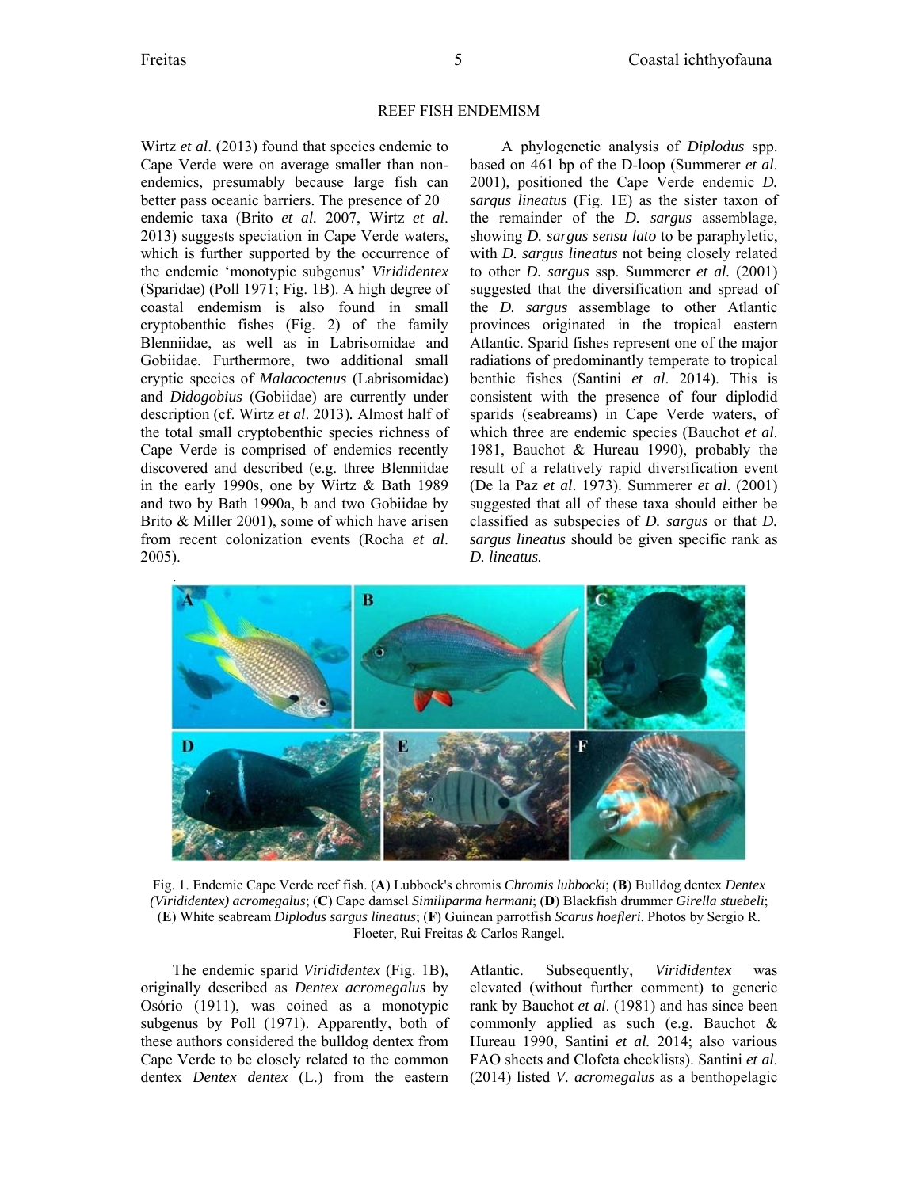## REEF FISH ENDEMISM

Wirtz *et al*. (2013) found that species endemic to Cape Verde were on average smaller than non-endemics, presumably because large fish can better pass oceanic barriers. The presence of 20+ endemic taxa (Brito *et al.* 2007, Wirtz *et al*. 2013) suggests speciation in Cape Verde waters, which is further supported by the occurrence of the endemic 'monotypic subgenus' *Virididentex* (Sparidae) (Poll 1971; Fig. 1B). A high degree of coastal endemism is also found in small cryptobenthic fishes (Fig. 2) of the family Blenniidae, as well as in Labrisomidae and Gobiidae. Furthermore, two additional small cryptic species of *Malacoctenus* (Labrisomidae) and *Didogobius* (Gobiidae) are currently under description (cf. Wirtz *et al*. 2013). Almost half of the total small cryptobenthic species richness of Cape Verde is comprised of endemics recently discovered and described (e.g. three Blenniidae in the early 1990s, one by Wirtz & Bath 1989 and two by Bath 1990a, b and two Gobiidae by Brito & Miller 2001), some of which have arisen from recent colonization events (Rocha *et al*. 2005).

A phylogenetic analysis of *Diplodus* spp. based on 461 bp of the D-loop (Summerer *et al*. 2001), positioned the Cape Verde endemic *D. sargus lineatus* (Fig. 1E) as the sister taxon of the remainder of the *D. sargus* assemblage, showing *D. sargus sensu lato* to be paraphyletic, with *D. sargus lineatus* not being closely related to other *D. sargus* ssp. Summerer *et al.* (2001) suggested that the diversification and spread of the *D. sargus* assemblage to other Atlantic provinces originated in the tropical eastern Atlantic. Sparid fishes represent one of the major radiations of predominantly temperate to tropical benthic fishes (Santini *et al*. 2014). This is consistent with the presence of four diplodid sparids (seabreams) in Cape Verde waters, of which three are endemic species (Bauchot *et al*. 1981, Bauchot & Hureau 1990), probably the result of a relatively rapid diversification event (De la Paz *et al*. 1973). Summerer *et al*. (2001) suggested that all of these taxa should either be classified as subspecies of *D. sargus* or that *D. sargus lineatus* should be given specific rank as *D. lineatus.*

Fig. 1. Endemic Cape Verde reef fish. (**A**) Lubbock's chromis *Chromis lubbocki*; (**B**) Bulldog dentex *Dentex (Virididentex) acromegalus*; (**C**) Cape damsel *Similiparma hermani*; (**D**) Blackfish drummer *Girella stuebeli*; (**E**) White seabream *Diplodus sargus lineatus*; (**F**) Guinean parrotfish *Scarus hoefleri*. Photos by Sergio R. Floeter, Rui Freitas & Carlos Rangel.

The endemic sparid *Virididentex* (Fig. 1B), originally described as *Dentex acromegalus* by Osório (1911), was coined as a monotypic subgenus by Poll (1971). Apparently, both of these authors considered the bulldog dentex from Cape Verde to be closely related to the common dentex *Dentex dentex* (L.) from the eastern Atlantic. Subsequently, *Virididentex* was elevated (without further comment) to generic rank by Bauchot *et al*. (1981) and has since been commonly applied as such (e.g. Bauchot & Hureau 1990, Santini *et al.* 2014; also various FAO sheets and Clofeta checklists). Santini *et al*. (2014) listed *V. acromegalus* as a benthopelagic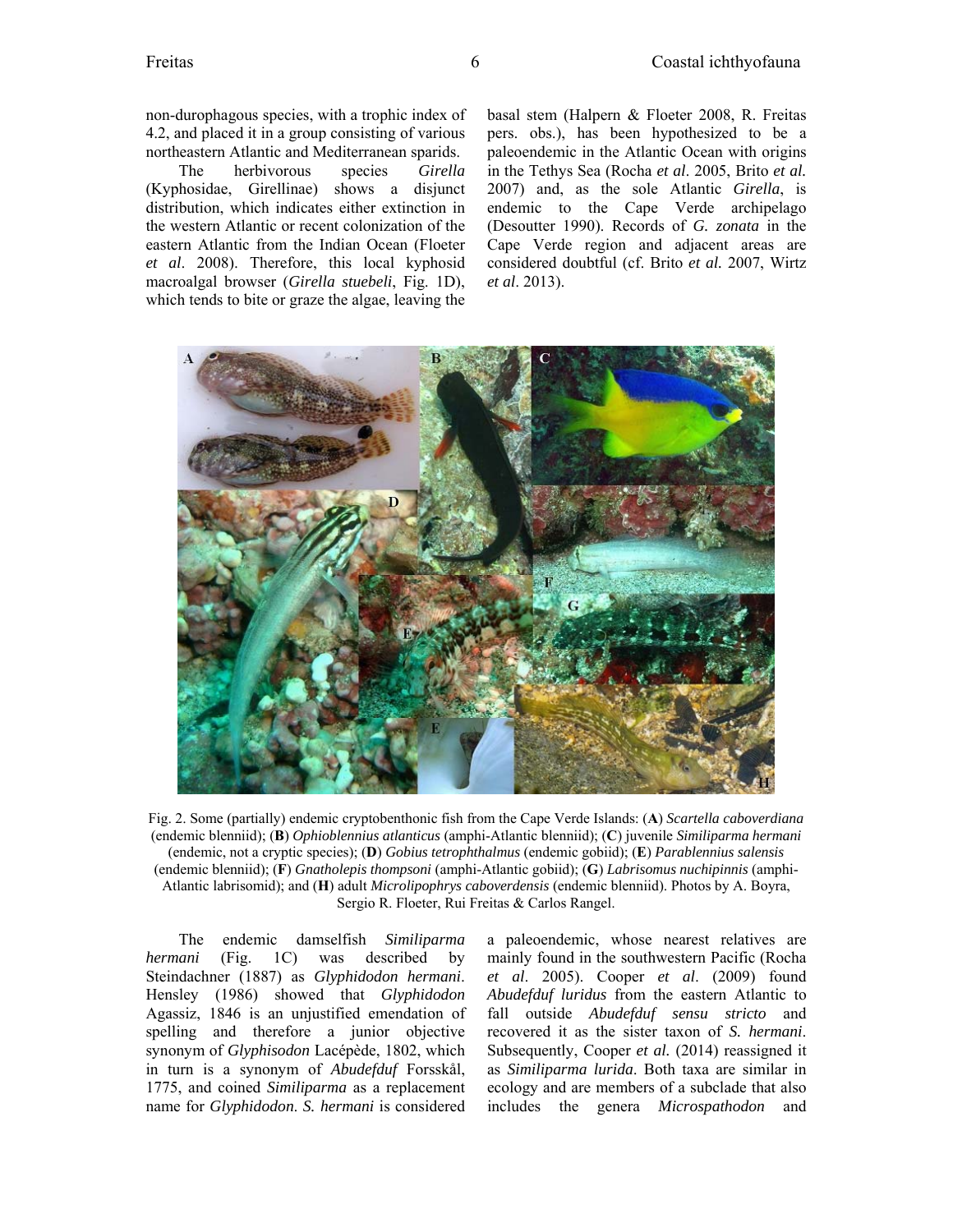non-durophagous species, with a trophic index of 4.2, and placed it in a group consisting of various northeastern Atlantic and Mediterranean sparids.

The herbivorous species *Girella* (Kyphosidae, Girellinae) shows a disjunct distribution, which indicates either extinction in the western Atlantic or recent colonization of the eastern Atlantic from the Indian Ocean (Floeter *et al*. 2008). Therefore, this local kyphosid macroalgal browser (*Girella stuebeli*, Fig. 1D), which tends to bite or graze the algae, leaving the basal stem (Halpern & Floeter 2008, R. Freitas pers. obs.), has been hypothesized to be a paleoendemic in the Atlantic Ocean with origins in the Tethys Sea (Rocha *et al*. 2005, Brito *et al.* 2007) and, as the sole Atlantic *Girella*, is endemic to the Cape Verde archipelago (Desoutter 1990). Records of *G. zonata* in the Cape Verde region and adjacent areas are considered doubtful (cf. Brito *et al.* 2007, Wirtz *et al*. 2013).

Fig. 2. Some (partially) endemic cryptobenthonic fish from the Cape Verde Islands: (**A**) *Scartella caboverdiana* (endemic blenniid); (**B**) *Ophioblennius atlanticus* (amphi-Atlantic blenniid); (**C**) juvenile *Similiparma hermani* (endemic, not a cryptic species); (**D**) *Gobius tetrophthalmus* (endemic gobiid); (**E**) *Parablennius salensis* (endemic blenniid); (**F**) *Gnatholepis thompsoni* (amphi-Atlantic gobiid); (**G**) *Labrisomus nuchipinnis* (amphi-Atlantic labrisomid); and (**H**) adult *Microlipophrys caboverdensis* (endemic blenniid). Photos by A. Boyra, Sergio R. Floeter, Rui Freitas & Carlos Rangel.

The endemic damselfish *Similiparma hermani* (Fig. 1C) was described by Steindachner (1887) as *Glyphidodon hermani*. Hensley (1986) showed that *Glyphidodon* Agassiz, 1846 is an unjustified emendation of spelling and therefore a junior objective synonym of *Glyphisodon* Lacépède, 1802, which in turn is a synonym of *Abudefduf* Forsskål, 1775, and coined *Similiparma* as a replacement name for *Glyphidodon*. *S. hermani* is considered a paleoendemic, whose nearest relatives are mainly found in the southwestern Pacific (Rocha *et al*. 2005). Cooper *et al*. (2009) found *Abudefduf luridus* from the eastern Atlantic to fall outside *Abudefduf sensu stricto* and recovered it as the sister taxon of *S. hermani*. Subsequently, Cooper *et al.* (2014) reassigned it as *Similiparma lurida*. Both taxa are similar in ecology and are members of a subclade that also includes the genera *Microspathodon* and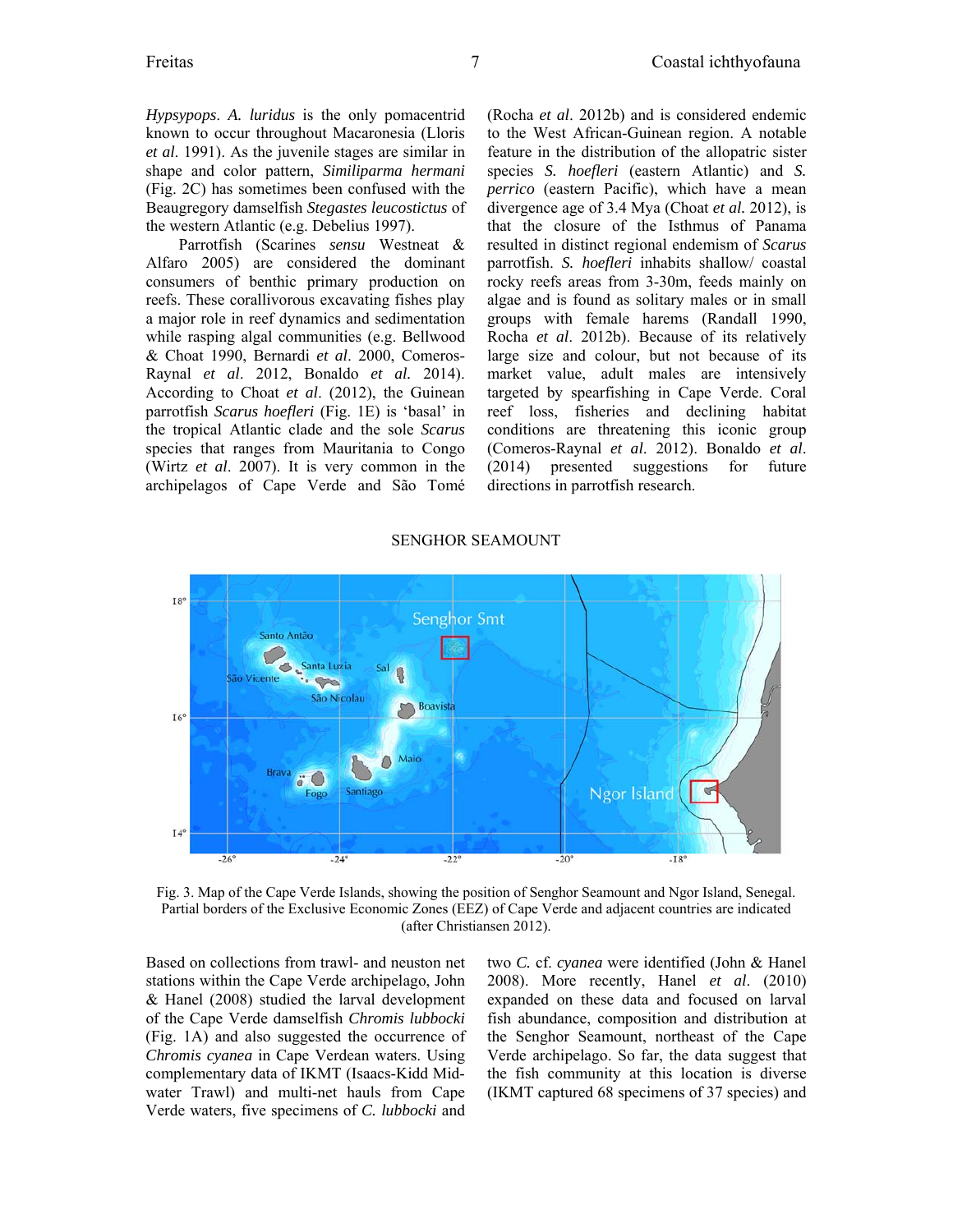*Hypsypops*. *A. luridus* is the only pomacentrid known to occur throughout Macaronesia (Lloris *et al*. 1991). As the juvenile stages are similar in shape and color pattern, *Similiparma hermani* (Fig. 2C) has sometimes been confused with the Beaugregory damselfish *Stegastes leucostictus* of the western Atlantic (e.g. Debelius 1997).

Parrotfish (Scarines *sensu* Westneat & Alfaro 2005) are considered the dominant consumers of benthic primary production on reefs. These corallivorous excavating fishes play a major role in reef dynamics and sedimentation while rasping algal communities (e.g. Bellwood & Choat 1990, Bernardi *et al*. 2000, Comeros-Raynal *et al*. 2012, Bonaldo *et al.* 2014). According to Choat *et al*. (2012), the Guinean parrotfish *Scarus hoefleri* (Fig. 1E) is 'basal' in the tropical Atlantic clade and the sole *Scarus* species that ranges from Mauritania to Congo (Wirtz *et al*. 2007). It is very common in the archipelagos of Cape Verde and São Tomé (Rocha *et al*. 2012b) and is considered endemic to the West African-Guinean region. A notable feature in the distribution of the allopatric sister species *S. hoefleri* (eastern Atlantic) and *S. perrico* (eastern Pacific), which have a mean divergence age of 3.4 Mya (Choat *et al.* 2012), is that the closure of the Isthmus of Panama resulted in distinct regional endemism of *Scarus* parrotfish. *S. hoefleri* inhabits shallow/ coastal rocky reefs areas from 3-30m, feeds mainly on algae and is found as solitary males or in small groups with female harems (Randall 1990, Rocha *et al*. 2012b). Because of its relatively large size and colour, but not because of its market value, adult males are intensively targeted by spearfishing in Cape Verde. Coral reef loss, fisheries and declining habitat conditions are threatening this iconic group (Comeros-Raynal *et al.* 2012). Bonaldo *et al*. (2014) presented suggestions for future directions in parrotfish research.

## SENGHOR SEAMOUNT

Fig. 3. Map of the Cape Verde Islands, showing the position of Senghor Seamount and Ngor Island, Senegal. Partial borders of the Exclusive Economic Zones (EEZ) of Cape Verde and adjacent countries are indicated (after Christiansen 2012).

Based on collections from trawl- and neuston net stations within the Cape Verde archipelago, John & Hanel (2008) studied the larval development of the Cape Verde damselfish *Chromis lubbocki* (Fig. 1A) and also suggested the occurrence of *Chromis cyanea* in Cape Verdean waters. Using complementary data of IKMT (Isaacs-Kidd Mid-water Trawl) and multi-net hauls from Cape Verde waters, five specimens of *C. lubbocki* and two *C.* cf. *cyanea* were identified (John & Hanel 2008). More recently, Hanel *et al*. (2010) expanded on these data and focused on larval fish abundance, composition and distribution at the Senghor Seamount, northeast of the Cape Verde archipelago. So far, the data suggest that the fish community at this location is diverse (IKMT captured 68 specimens of 37 species) and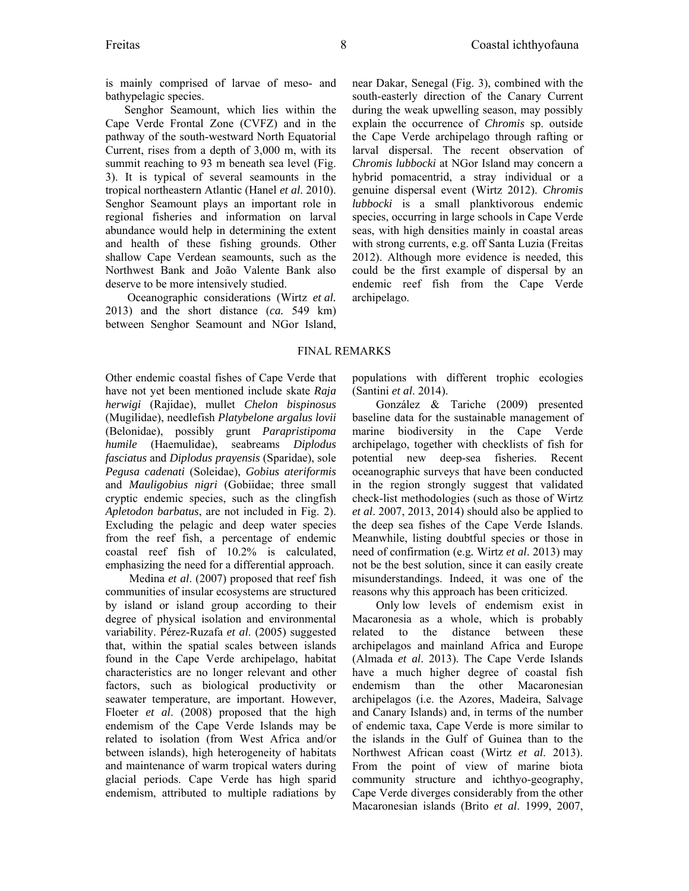is mainly comprised of larvae of meso- and bathypelagic species.

Senghor Seamount, which lies within the Cape Verde Frontal Zone (CVFZ) and in the pathway of the south-westward North Equatorial Current, rises from a depth of 3,000 m, with its summit reaching to 93 m beneath sea level (Fig. 3). It is typical of several seamounts in the tropical northeastern Atlantic (Hanel *et al*. 2010). Senghor Seamount plays an important role in regional fisheries and information on larval abundance would help in determining the extent and health of these fishing grounds. Other shallow Cape Verdean seamounts, such as the Northwest Bank and João Valente Bank also deserve to be more intensively studied.

Oceanographic considerations (Wirtz *et al.* 2013) and the short distance (*ca.* 549 km) between Senghor Seamount and NGor Island, near Dakar, Senegal (Fig. 3), combined with the south-easterly direction of the Canary Current during the weak upwelling season, may possibly explain the occurrence of *Chromis* sp. outside the Cape Verde archipelago through rafting or larval dispersal. The recent observation of *Chromis lubbocki* at NGor Island may concern a hybrid pomacentrid, a stray individual or a genuine dispersal event (Wirtz 2012). *Chromis lubbocki* is a small planktivorous endemic species, occurring in large schools in Cape Verde seas, with high densities mainly in coastal areas with strong currents, e.g. off Santa Luzia (Freitas 2012). Although more evidence is needed, this could be the first example of dispersal by an endemic reef fish from the Cape Verde archipelago.

## FINAL REMARKS

Other endemic coastal fishes of Cape Verde that have not yet been mentioned include skate *Raja herwigi* (Rajidae), mullet *Chelon bispinosus* (Mugilidae), needlefish *Platybelone argalus lovii* (Belonidae), possibly grunt *Parapristipoma humile* (Haemulidae), seabreams *Diplodus fasciatus* and *Diplodus prayensis* (Sparidae), sole *Pegusa cadenati* (Soleidae), *Gobius ateriformis* and *Mauligobius nigri* (Gobiidae; three small cryptic endemic species, such as the clingfish *Apletodon barbatus*, are not included in Fig. 2). Excluding the pelagic and deep water species from the reef fish, a percentage of endemic coastal reef fish of 10.2% is calculated, emphasizing the need for a differential approach.

Medina *et al*. (2007) proposed that reef fish communities of insular ecosystems are structured by island or island group according to their degree of physical isolation and environmental variability. Pérez-Ruzafa *et al.* (2005) suggested that, within the spatial scales between islands found in the Cape Verde archipelago, habitat characteristics are no longer relevant and other factors, such as biological productivity or seawater temperature, are important. However, Floeter *et al*. (2008) proposed that the high endemism of the Cape Verde Islands may be related to isolation (from West Africa and/or between islands), high heterogeneity of habitats and maintenance of warm tropical waters during glacial periods. Cape Verde has high sparid endemism, attributed to multiple radiations by populations with different trophic ecologies (Santini *et al*. 2014).

González & Tariche (2009) presented baseline data for the sustainable management of marine biodiversity in the Cape Verde archipelago, together with checklists of fish for potential new deep-sea fisheries. Recent oceanographic surveys that have been conducted in the region strongly suggest that validated check-list methodologies (such as those of Wirtz *et al*. 2007, 2013, 2014) should also be applied to the deep sea fishes of the Cape Verde Islands. Meanwhile, listing doubtful species or those in need of confirmation (e.g. Wirtz *et al*. 2013) may not be the best solution, since it can easily create misunderstandings. Indeed, it was one of the reasons why this approach has been criticized.

Only low levels of endemism exist in Macaronesia as a whole, which is probably related to the distance between these archipelagos and mainland Africa and Europe (Almada *et al*. 2013). The Cape Verde Islands have a much higher degree of coastal fish endemism than the other Macaronesian archipelagos (i.e. the Azores, Madeira, Salvage and Canary Islands) and, in terms of the number of endemic taxa, Cape Verde is more similar to the islands in the Gulf of Guinea than to the Northwest African coast (Wirtz *et al.* 2013). From the point of view of marine biota community structure and ichthyo-geography, Cape Verde diverges considerably from the other Macaronesian islands (Brito *et al*. 1999, 2007,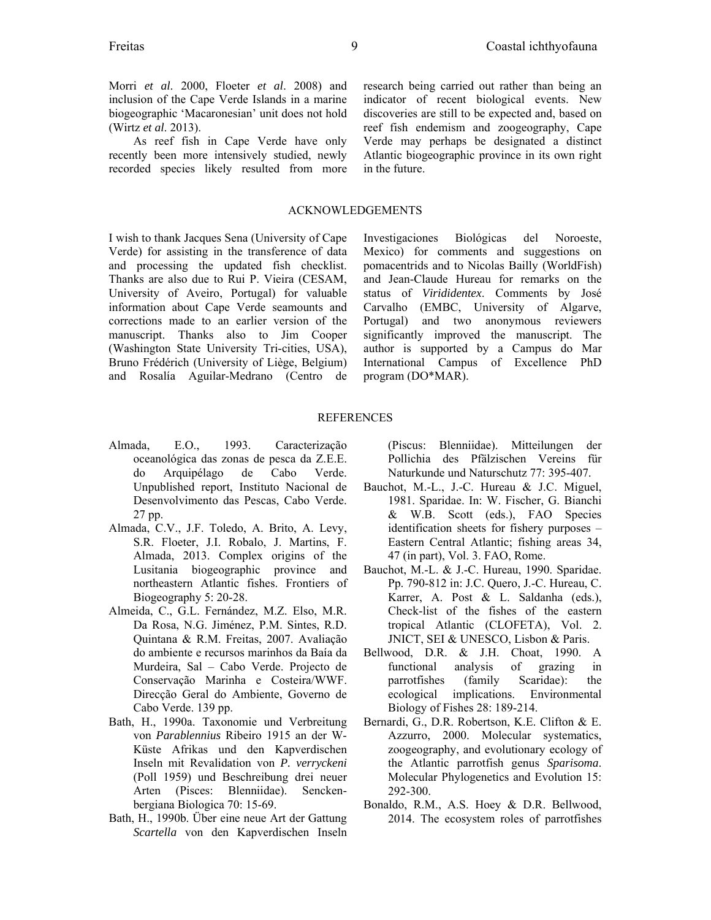Morri *et al*. 2000, Floeter *et al*. 2008) and inclusion of the Cape Verde Islands in a marine biogeographic 'Macaronesian' unit does not hold (Wirtz *et al*. 2013).

As reef fish in Cape Verde have only recently been more intensively studied, newly recorded species likely resulted from more research being carried out rather than being an indicator of recent biological events. New discoveries are still to be expected and, based on reef fish endemism and zoogeography, Cape Verde may perhaps be designated a distinct Atlantic biogeographic province in its own right in the future.

## ACKNOWLEDGEMENTS

I wish to thank Jacques Sena (University of Cape Verde) for assisting in the transference of data and processing the updated fish checklist. Thanks are also due to Rui P. Vieira (CESAM, University of Aveiro, Portugal) for valuable information about Cape Verde seamounts and corrections made to an earlier version of the manuscript. Thanks also to Jim Cooper (Washington State University Tri-cities, USA), Bruno Frédérich (University of Liège, Belgium) and Rosalía Aguilar-Medrano (Centro de Investigaciones Biológicas del Noroeste, Mexico) for comments and suggestions on pomacentrids and to Nicolas Bailly (WorldFish) and Jean-Claude Hureau for remarks on the status of *Virididentex*. Comments by José Carvalho (EMBC, University of Algarve, Portugal) and two anonymous reviewers significantly improved the manuscript. The author is supported by a Campus do Mar International Campus of Excellence PhD program (DO*MAR).

## REFERENCES

- Almada, E.O., 1993. Caracterização oceanológica das zonas de pesca da Z.E.E. do Arquipélago de Cabo Verde. Unpublished report, Instituto Nacional de Desenvolvimento das Pescas, Cabo Verde. 27 pp.
- Almada, C.V., J.F. Toledo, A. Brito, A. Levy, S.R. Floeter, J.I. Robalo, J. Martins, F. Almada, 2013. Complex origins of the Lusitania biogeographic province and northeastern Atlantic fishes. Frontiers of Biogeography 5: 20-28.
- Almeida, C., G.L. Fernández, M.Z. Elso, M.R. Da Rosa, N.G. Jiménez, P.M. Sintes, R.D. Quintana & R.M. Freitas, 2007. Avaliação do ambiente e recursos marinhos da Baía da Murdeira, Sal – Cabo Verde. Projecto de Conservação Marinha e Costeira/WWF. Direcção Geral do Ambiente, Governo de Cabo Verde. 139 pp.
- Bath, H., 1990a. Taxonomie und Verbreitung von *Parablennius* Ribeiro 1915 an der W-Küste Afrikas und den Kapverdischen Inseln mit Revalidation von *P. verryckeni* (Poll 1959) und Beschreibung drei neuer Arten (Pisces: Blenniidae). Senckenbergiana Biologica 70: 15-69.
- Bath, H., 1990b. Über eine neue Art der Gattung *Scartella* von den Kapverdischen Inseln (Piscus: Blenniidae). Mitteilungen der Pollichia des Pfälzischen Vereins für Naturkunde und Naturschutz 77: 395-407.
- Bauchot, M.-L., J.-C. Hureau & J.C. Miguel, 1981. Sparidae. In: W. Fischer, G. Bianchi & W.B. Scott (eds.), FAO Species identification sheets for fishery purposes – Eastern Central Atlantic; fishing areas 34, 47 (in part), Vol. 3. FAO, Rome.
- Bauchot, M.-L. & J.-C. Hureau, 1990. Sparidae. Pp. 790-812 in: J.C. Quero, J.-C. Hureau, C. Karrer, A. Post & L. Saldanha (eds.), Check-list of the fishes of the eastern tropical Atlantic (CLOFETA), Vol. 2. JNICT, SEI & UNESCO, Lisbon & Paris.
- Bellwood, D.R. & J.H. Choat, 1990. A functional analysis of grazing in parrotfishes (family Scaridae): the ecological implications. Environmental Biology of Fishes 28: 189-214.
- Bernardi, G., D.R. Robertson, K.E. Clifton & E. Azzurro, 2000. Molecular systematics, zoogeography, and evolutionary ecology of the Atlantic parrotfish genus *Sparisoma*. Molecular Phylogenetics and Evolution 15: 292-300.
- Bonaldo, R.M., A.S. Hoey & D.R. Bellwood, 2014. The ecosystem roles of parrotfishes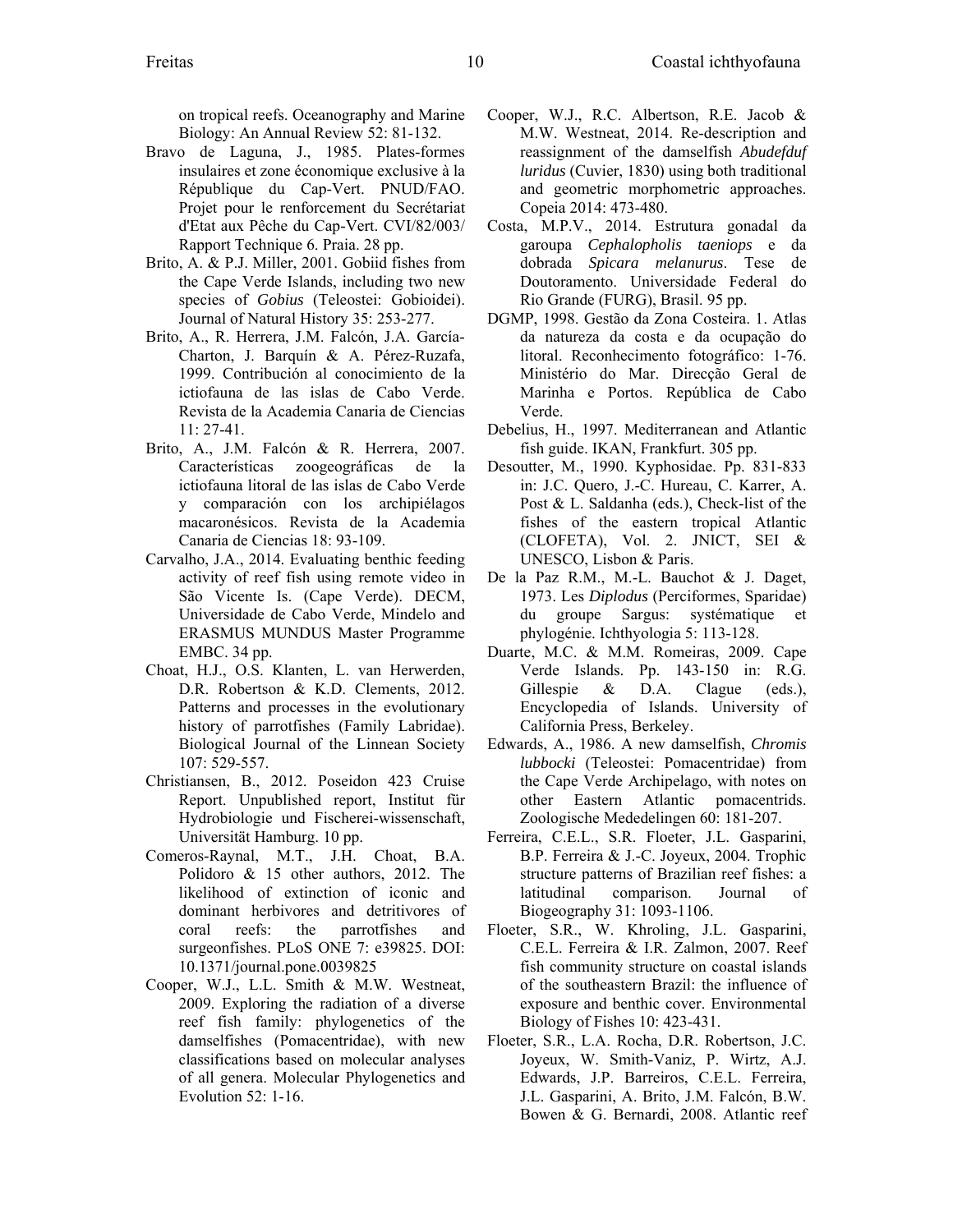on tropical reefs. Oceanography and Marine Biology: An Annual Review 52: 81-132.

Bravo de Laguna, J., 1985. Plates-formes insulaires et zone économique exclusive à la République du Cap-Vert. PNUD/FAO. Projet pour le renforcement du Secrétariat d'Etat aux Pêche du Cap-Vert. CVI/82/003/ Rapport Technique 6. Praia. 28 pp.

Brito, A. & P.J. Miller, 2001. Gobiid fishes from the Cape Verde Islands, including two new species of *Gobius* (Teleostei: Gobioidei). Journal of Natural History 35: 253-277.

Brito, A., R. Herrera, J.M. Falcón, J.A. García-Charton, J. Barquín & A. Pérez-Ruzafa, 1999. Contribución al conocimiento de la ictiofauna de las islas de Cabo Verde. Revista de la Academia Canaria de Ciencias 11: 27-41.

Brito, A., J.M. Falcón & R. Herrera, 2007. Características zoogeográficas de la ictiofauna litoral de las islas de Cabo Verde y comparación con los archipiélagos macaronésicos. Revista de la Academia Canaria de Ciencias 18: 93-109.

Carvalho, J.A., 2014. Evaluating benthic feeding activity of reef fish using remote video in São Vicente Is. (Cape Verde). DECM, Universidade de Cabo Verde, Mindelo and ERASMUS MUNDUS Master Programme EMBC. 34 pp.

Choat, H.J., O.S. Klanten, L. van Herwerden, D.R. Robertson & K.D. Clements, 2012. Patterns and processes in the evolutionary history of parrotfishes (Family Labridae). Biological Journal of the Linnean Society 107: 529-557.

Christiansen, B., 2012. Poseidon 423 Cruise Report. Unpublished report, Institut für Hydrobiologie und Fischerei-wissenschaft, Universität Hamburg. 10 pp.

Comeros-Raynal, M.T., J.H. Choat, B.A. Polidoro & 15 other authors, 2012. The likelihood of extinction of iconic and dominant herbivores and detritivores of coral reefs: the parrotfishes and surgeonfishes. PLoS ONE 7: e39825. DOI: 10.1371/journal.pone.0039825

Cooper, W.J., L.L. Smith & M.W. Westneat, 2009. Exploring the radiation of a diverse reef fish family: phylogenetics of the damselfishes (Pomacentridae), with new classifications based on molecular analyses of all genera. Molecular Phylogenetics and Evolution 52: 1-16.

Cooper, W.J., R.C. Albertson, R.E. Jacob & M.W. Westneat, 2014. Re-description and reassignment of the damselfish *Abudefduf luridus* (Cuvier, 1830) using both traditional and geometric morphometric approaches. Copeia 2014: 473-480.

Costa, M.P.V., 2014. Estrutura gonadal da garoupa *Cephalopholis taeniops* e da dobrada *Spicara melanurus*. Tese de Doutoramento. Universidade Federal do Rio Grande (FURG), Brasil. 95 pp.

DGMP, 1998. Gestão da Zona Costeira. 1. Atlas da natureza da costa e da ocupação do litoral. Reconhecimento fotográfico: 1-76. Ministério do Mar. Direcção Geral de Marinha e Portos. República de Cabo Verde.

Debelius, H., 1997. Mediterranean and Atlantic fish guide. IKAN, Frankfurt. 305 pp.

Desoutter, M., 1990. Kyphosidae. Pp. 831-833 in: J.C. Quero, J.-C. Hureau, C. Karrer, A. Post & L. Saldanha (eds.), Check-list of the fishes of the eastern tropical Atlantic (CLOFETA), Vol. 2. JNICT, SEI & UNESCO, Lisbon & Paris.

De la Paz R.M., M.-L. Bauchot & J. Daget, 1973. Les *Diplodus* (Perciformes, Sparidae) du groupe Sargus: systématique et phylogénie. Ichthyologia 5: 113-128.

Duarte, M.C. & M.M. Romeiras, 2009. Cape Verde Islands. Pp. 143-150 in: R.G. Gillespie & D.A. Clague (eds.), Encyclopedia of Islands. University of California Press, Berkeley.

Edwards, A., 1986. A new damselfish, *Chromis lubbocki* (Teleostei: Pomacentridae) from the Cape Verde Archipelago, with notes on other Eastern Atlantic pomacentrids. Zoologische Mededelingen 60: 181-207.

Ferreira, C.E.L., S.R. Floeter, J.L. Gasparini, B.P. Ferreira & J.-C. Joyeux, 2004. Trophic structure patterns of Brazilian reef fishes: a latitudinal comparison. Journal of Biogeography 31: 1093-1106.

Floeter, S.R., W. Khroling, J.L. Gasparini, C.E.L. Ferreira & I.R. Zalmon, 2007. Reef fish community structure on coastal islands of the southeastern Brazil: the influence of exposure and benthic cover. Environmental Biology of Fishes 10: 423-431.

Floeter, S.R., L.A. Rocha, D.R. Robertson, J.C. Joyeux, W. Smith-Vaniz, P. Wirtz, A.J. Edwards, J.P. Barreiros, C.E.L. Ferreira, J.L. Gasparini, A. Brito, J.M. Falcón, B.W. Bowen & G. Bernardi, 2008. Atlantic reef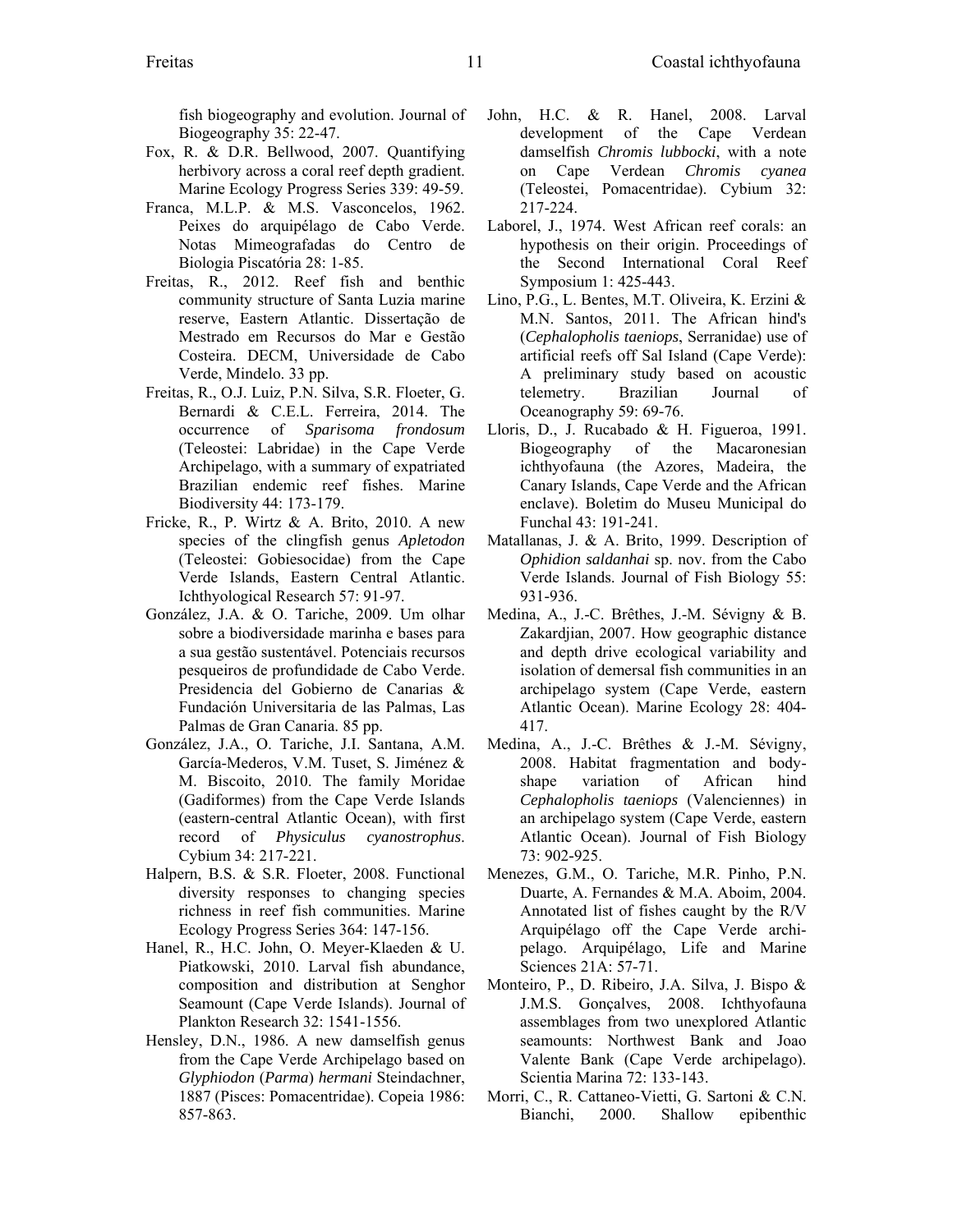fish biogeography and evolution. Journal of Biogeography 35: 22-47.

Fox, R. & D.R. Bellwood, 2007. Quantifying herbivory across a coral reef depth gradient. Marine Ecology Progress Series 339: 49-59.

Franca, M.L.P. & M.S. Vasconcelos, 1962. Peixes do arquipélago de Cabo Verde. Notas Mimeografadas do Centro de Biologia Piscatória 28: 1-85.

Freitas, R., 2012. Reef fish and benthic community structure of Santa Luzia marine reserve, Eastern Atlantic. Dissertação de Mestrado em Recursos do Mar e Gestão Costeira. DECM, Universidade de Cabo Verde, Mindelo. 33 pp.

Freitas, R., O.J. Luiz, P.N. Silva, S.R. Floeter, G. Bernardi & C.E.L. Ferreira, 2014. The occurrence of *Sparisoma frondosum* (Teleostei: Labridae) in the Cape Verde Archipelago, with a summary of expatriated Brazilian endemic reef fishes. Marine Biodiversity 44: 173-179.

Fricke, R., P. Wirtz & A. Brito, 2010. A new species of the clingfish genus *Apletodon* (Teleostei: Gobiesocidae) from the Cape Verde Islands, Eastern Central Atlantic. Ichthyological Research 57: 91-97.

González, J.A. & O. Tariche, 2009. Um olhar sobre a biodiversidade marinha e bases para a sua gestão sustentável. Potenciais recursos pesqueiros de profundidade de Cabo Verde. Presidencia del Gobierno de Canarias & Fundación Universitaria de las Palmas, Las Palmas de Gran Canaria. 85 pp.

González, J.A., O. Tariche, J.I. Santana, A.M. García-Mederos, V.M. Tuset, S. Jiménez & M. Biscoito, 2010. The family Moridae (Gadiformes) from the Cape Verde Islands (eastern-central Atlantic Ocean), with first record of *Physiculus cyanostrophus*. Cybium 34: 217-221.

Halpern, B.S. & S.R. Floeter, 2008. Functional diversity responses to changing species richness in reef fish communities. Marine Ecology Progress Series 364: 147-156.

Hanel, R., H.C. John, O. Meyer-Klaeden & U. Piatkowski, 2010. Larval fish abundance, composition and distribution at Senghor Seamount (Cape Verde Islands). Journal of Plankton Research 32: 1541-1556.

Hensley, D.N., 1986. A new damselfish genus from the Cape Verde Archipelago based on *Glyphiodon* (*Parma*) *hermani* Steindachner, 1887 (Pisces: Pomacentridae). Copeia 1986: 857-863.

John, H.C. & R. Hanel, 2008. Larval development of the Cape Verdean damselfish *Chromis lubbocki*, with a note on Cape Verdean *Chromis cyanea* (Teleostei, Pomacentridae). Cybium 32: 217-224.

Laborel, J., 1974. West African reef corals: an hypothesis on their origin. Proceedings of the Second International Coral Reef Symposium 1: 425-443.

Lino, P.G., L. Bentes, M.T. Oliveira, K. Erzini & M.N. Santos, 2011. The African hind's (*Cephalopholis taeniops*, Serranidae) use of artificial reefs off Sal Island (Cape Verde): A preliminary study based on acoustic telemetry. Brazilian Journal of Oceanography 59: 69-76.

Lloris, D., J. Rucabado & H. Figueroa, 1991. Biogeography of the Macaronesian ichthyofauna (the Azores, Madeira, the Canary Islands, Cape Verde and the African enclave). Boletim do Museu Municipal do Funchal 43: 191-241.

Matallanas, J. & A. Brito, 1999. Description of *Ophidion saldanhai* sp. nov. from the Cabo Verde Islands. Journal of Fish Biology 55: 931-936.

Medina, A., J.-C. Brêthes, J.-M. Sévigny & B. Zakardjian, 2007. How geographic distance and depth drive ecological variability and isolation of demersal fish communities in an archipelago system (Cape Verde, eastern Atlantic Ocean). Marine Ecology 28: 404-417.

Medina, A., J.-C. Brêthes & J.-M. Sévigny, 2008. Habitat fragmentation and body-shape variation of African hind *Cephalopholis taeniops* (Valenciennes) in an archipelago system (Cape Verde, eastern Atlantic Ocean). Journal of Fish Biology 73: 902-925.

Menezes, G.M., O. Tariche, M.R. Pinho, P.N. Duarte, A. Fernandes & M.A. Aboim, 2004. Annotated list of fishes caught by the R/V Arquipélago off the Cape Verde archipelago. Arquipélago, Life and Marine Sciences 21A: 57-71.

Monteiro, P., D. Ribeiro, J.A. Silva, J. Bispo & J.M.S. Gonçalves, 2008. Ichthyofauna assemblages from two unexplored Atlantic seamounts: Northwest Bank and Joao Valente Bank (Cape Verde archipelago). Scientia Marina 72: 133-143.

Morri, C., R. Cattaneo-Vietti, G. Sartoni & C.N. Bianchi, 2000. Shallow epibenthic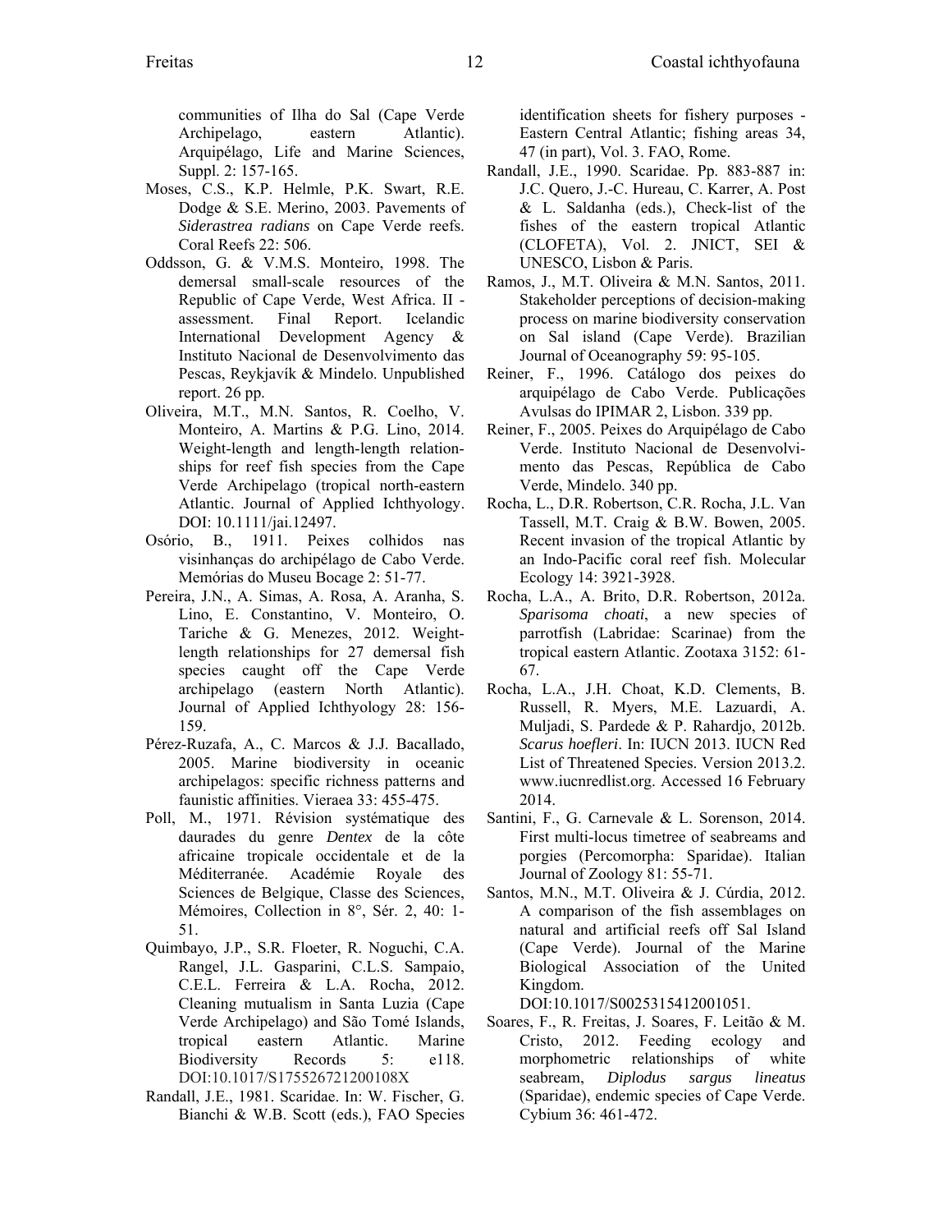communities of Ilha do Sal (Cape Verde Archipelago, eastern Atlantic). Arquipélago, Life and Marine Sciences, Suppl. 2: 157-165.

Moses, C.S., K.P. Helmle, P.K. Swart, R.E. Dodge & S.E. Merino, 2003. Pavements of *Siderastrea radians* on Cape Verde reefs. Coral Reefs 22: 506.

Oddsson, G. & V.M.S. Monteiro, 1998. The demersal small-scale resources of the Republic of Cape Verde, West Africa. II - assessment. Final Report. Icelandic International Development Agency & Instituto Nacional de Desenvolvimento das Pescas, Reykjavík & Mindelo. Unpublished report. 26 pp.

Oliveira, M.T., M.N. Santos, R. Coelho, V. Monteiro, A. Martins & P.G. Lino, 2014. Weight-length and length-length relationships for reef fish species from the Cape Verde Archipelago (tropical north-eastern Atlantic. Journal of Applied Ichthyology. DOI: 10.1111/jai.12497.

Osório, B., 1911. Peixes colhidos nas visinhanças do archipélago de Cabo Verde. Memórias do Museu Bocage 2: 51-77.

Pereira, J.N., J. Simas, A. Rosa, A. Aranha, S. Lino, E. Constantino, V. Monteiro, O. Tariche & G. Menezes, 2012. Weight-length relationships for 27 demersal fish species caught off the Cape Verde archipelago (eastern North Atlantic). Journal of Applied Ichthyology 28: 156-159.

Pérez-Ruzafa, A., C. Marcos & J.J. Bacallado, 2005. Marine biodiversity in oceanic archipelagos: specific richness patterns and faunistic affinities. Vieraea 33: 455-475.

Poll, M., 1971. Révision systématique des daurades du genre *Dentex* de la côte africaine tropicale occidentale et de la Méditerranée. Académie Royale des Sciences de Belgique, Classe des Sciences, Mémoires, Collection in 8°, Sér. 2, 40: 1-51.

Quimbayo, J.P., S.R. Floeter, R. Noguchi, C.A. Rangel, J.L. Gasparini, C.L.S. Sampaio, C.E.L. Ferreira & L.A. Rocha, 2012. Cleaning mutualism in Santa Luzia (Cape Verde Archipelago) and São Tomé Islands, tropical eastern Atlantic. Marine Biodiversity Records 5: e118. DOI:10.1017/S175526721200108X

Randall, J.E., 1981. Scaridae. In: W. Fischer, G. Bianchi & W.B. Scott (eds.), FAO Species identification sheets for fishery purposes - Eastern Central Atlantic; fishing areas 34, 47 (in part), Vol. 3. FAO, Rome.

Randall, J.E., 1990. Scaridae. Pp. 883-887 in: J.C. Quero, J.-C. Hureau, C. Karrer, A. Post & L. Saldanha (eds.), Check-list of the fishes of the eastern tropical Atlantic (CLOFETA), Vol. 2. JNICT, SEI & UNESCO, Lisbon & Paris.

Ramos, J., M.T. Oliveira & M.N. Santos, 2011. Stakeholder perceptions of decision-making process on marine biodiversity conservation on Sal island (Cape Verde). Brazilian Journal of Oceanography 59: 95-105.

Reiner, F., 1996. Catálogo dos peixes do arquipélago de Cabo Verde. Publicações Avulsas do IPIMAR 2, Lisbon. 339 pp.

Reiner, F., 2005. Peixes do Arquipélago de Cabo Verde. Instituto Nacional de Desenvolvimento das Pescas, República de Cabo Verde, Mindelo. 340 pp.

Rocha, L., D.R. Robertson, C.R. Rocha, J.L. Van Tassell, M.T. Craig & B.W. Bowen, 2005. Recent invasion of the tropical Atlantic by an Indo-Pacific coral reef fish. Molecular Ecology 14: 3921-3928.

Rocha, L.A., A. Brito, D.R. Robertson, 2012a. *Sparisoma choati*, a new species of parrotfish (Labridae: Scarinae) from the tropical eastern Atlantic. Zootaxa 3152: 61-67.

Rocha, L.A., J.H. Choat, K.D. Clements, B. Russell, R. Myers, M.E. Lazuardi, A. Muljadi, S. Pardede & P. Rahardjo, 2012b. *Scarus hoefleri*. In: IUCN 2013. IUCN Red List of Threatened Species. Version 2013.2. www.iucnredlist.org. Accessed 16 February 2014.

Santini, F., G. Carnevale & L. Sorenson, 2014. First multi-locus timetree of seabreams and porgies (Percomorpha: Sparidae). Italian Journal of Zoology 81: 55-71.

Santos, M.N., M.T. Oliveira & J. Cúrdia, 2012. A comparison of the fish assemblages on natural and artificial reefs off Sal Island (Cape Verde). Journal of the Marine Biological Association of the United Kingdom. DOI:10.1017/S0025315412001051.

Soares, F., R. Freitas, J. Soares, F. Leitão & M. Cristo, 2012. Feeding ecology and morphometric relationships of white seabream, *Diplodus sargus lineatus* (Sparidae), endemic species of Cape Verde. Cybium 36: 461-472.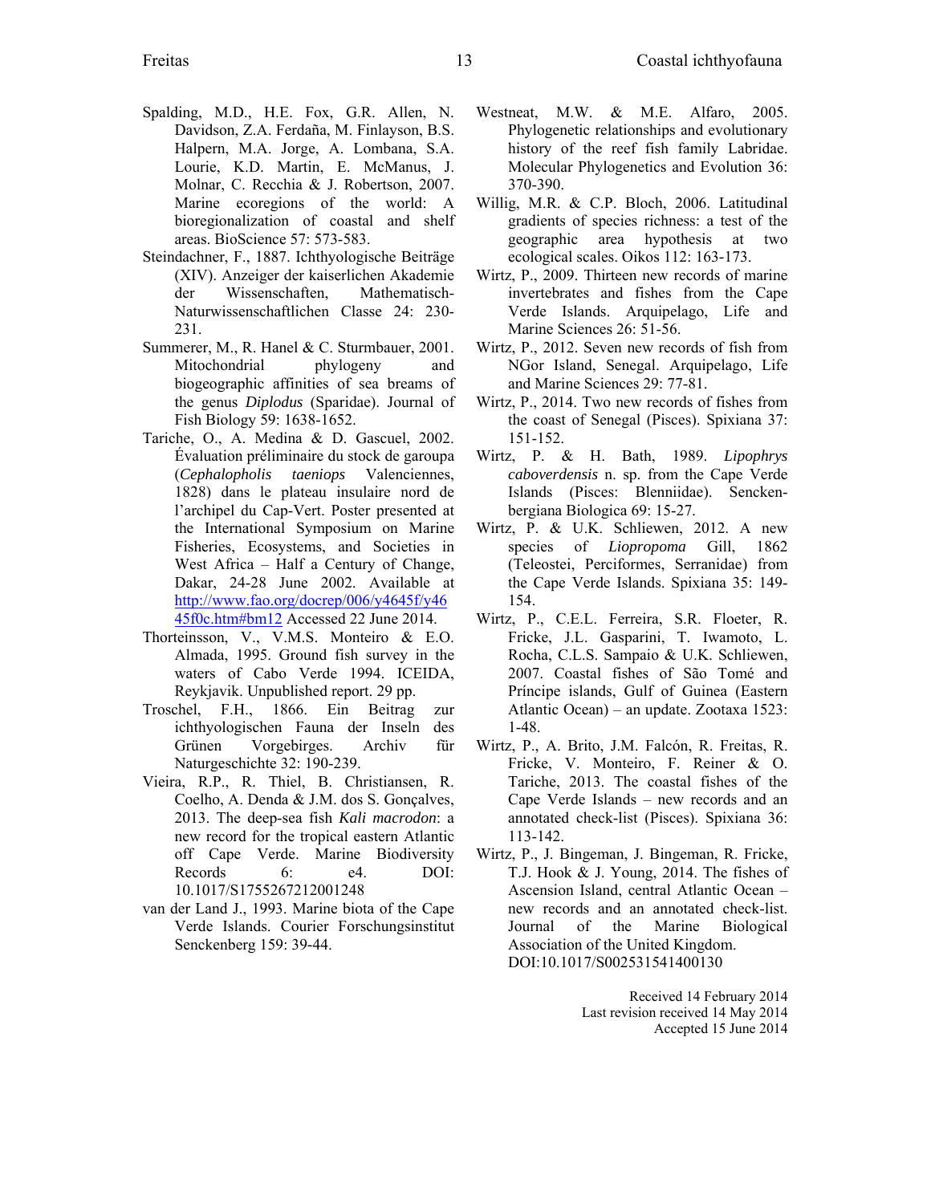Spalding, M.D., H.E. Fox, G.R. Allen, N. Davidson, Z.A. Ferdaña, M. Finlayson, B.S. Halpern, M.A. Jorge, A. Lombana, S.A. Lourie, K.D. Martin, E. McManus, J. Molnar, C. Recchia & J. Robertson, 2007. Marine ecoregions of the world: A bioregionalization of coastal and shelf areas. BioScience 57: 573-583.

Steindachner, F., 1887. Ichthyologische Beiträge (XIV). Anzeiger der kaiserlichen Akademie der Wissenschaften, Mathematisch-Naturwissenschaftlichen Classe 24: 230-231.

Summerer, M., R. Hanel & C. Sturmbauer, 2001. Mitochondrial phylogeny and biogeographic affinities of sea breams of the genus *Diplodus* (Sparidae). Journal of Fish Biology 59: 1638-1652.

Tariche, O., A. Medina & D. Gascuel, 2002. Évaluation préliminaire du stock de garoupa (*Cephalopholis taeniops* Valenciennes, 1828) dans le plateau insulaire nord de l'archipel du Cap-Vert. Poster presented at the International Symposium on Marine Fisheries, Ecosystems, and Societies in West Africa – Half a Century of Change, Dakar, 24-28 June 2002. Available at http://www.fao.org/docrep/006/y4645f/y4645f0c.htm#bm12 Accessed 22 June 2014.

Thorteinsson, V., V.M.S. Monteiro & E.O. Almada, 1995. Ground fish survey in the waters of Cabo Verde 1994. ICEIDA, Reykjavik. Unpublished report. 29 pp.

Troschel, F.H., 1866. Ein Beitrag zur ichthyologischen Fauna der Inseln des Grünen Vorgebirges. Archiv für Naturgeschichte 32: 190-239.

Vieira, R.P., R. Thiel, B. Christiansen, R. Coelho, A. Denda & J.M. dos S. Gonçalves, 2013. The deep-sea fish *Kali macrodon*: a new record for the tropical eastern Atlantic off Cape Verde. Marine Biodiversity Records 6: e4. DOI: 10.1017/S1755267212001248

van der Land J., 1993. Marine biota of the Cape Verde Islands. Courier Forschungsinstitut Senckenberg 159: 39-44.

Westneat, M.W. & M.E. Alfaro, 2005. Phylogenetic relationships and evolutionary history of the reef fish family Labridae. Molecular Phylogenetics and Evolution 36: 370-390.

Willig, M.R. & C.P. Bloch, 2006. Latitudinal gradients of species richness: a test of the geographic area hypothesis at two ecological scales. Oikos 112: 163-173.

Wirtz, P., 2009. Thirteen new records of marine invertebrates and fishes from the Cape Verde Islands. Arquipelago, Life and Marine Sciences 26: 51-56.

Wirtz, P., 2012. Seven new records of fish from NGor Island, Senegal. Arquipelago, Life and Marine Sciences 29: 77-81.

Wirtz, P., 2014. Two new records of fishes from the coast of Senegal (Pisces). Spixiana 37: 151-152.

Wirtz, P. & H. Bath, 1989. *Lipophrys caboverdensis* n. sp. from the Cape Verde Islands (Pisces: Blenniidae). Senckenbergiana Biologica 69: 15-27.

Wirtz, P. & U.K. Schliewen, 2012. A new species of *Liopropoma* Gill, 1862 (Teleostei, Perciformes, Serranidae) from the Cape Verde Islands. Spixiana 35: 149-154.

Wirtz, P., C.E.L. Ferreira, S.R. Floeter, R. Fricke, J.L. Gasparini, T. Iwamoto, L. Rocha, C.L.S. Sampaio & U.K. Schliewen, 2007. Coastal fishes of São Tomé and Príncipe islands, Gulf of Guinea (Eastern Atlantic Ocean) – an update. Zootaxa 1523: 1-48.

Wirtz, P., A. Brito, J.M. Falcón, R. Freitas, R. Fricke, V. Monteiro, F. Reiner & O. Tariche, 2013. The coastal fishes of the Cape Verde Islands – new records and an annotated check-list (Pisces). Spixiana 36: 113-142.

Wirtz, P., J. Bingeman, J. Bingeman, R. Fricke, T.J. Hook & J. Young, 2014. The fishes of Ascension Island, central Atlantic Ocean – new records and an annotated check-list. Journal of the Marine Biological Association of the United Kingdom. DOI:10.1017/S002531541400130

Received 14 February 2014
Last revision received 14 May 2014
Accepted 15 June 2014